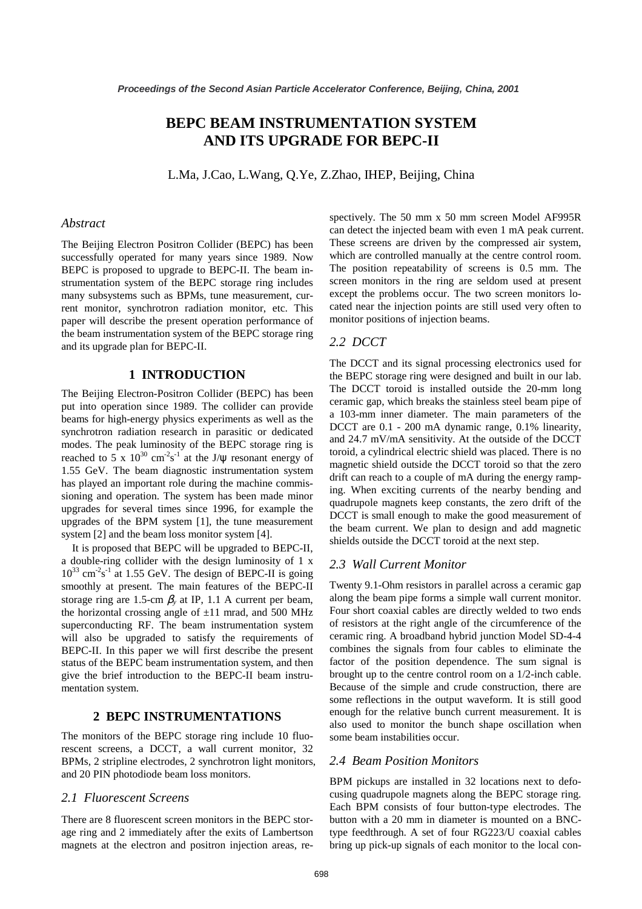# BEPC BEAM INSTRUMENTATION SYSTEM AND ITS UPGRADE FOR BEPC-II

L.Ma, J.Cao, L.Wang, Q.Ye, Z.Zhao, IHEP, Beijing, China

## *Abstract*

The Beijing Electron Positron Collider (BEPC) has been successfully operated for many years since 1989. Now BEPC is proposed to upgrade to BEPC-II. The beam instrumentation system of the BEPC storage ring includes many subsystems such as BPMs, tune measurement, current monitor, synchrotron radiation monitor, etc. This paper will describe the present operation performance of the beam instrumentation system of the BEPC storage ring and its upgrade plan for BEPC-II.

## 1 INTRODUCTION

The Beijing Electron-Positron Collider (BEPC) has been put into operation since 1989. The collider can provide beams for high-energy physics experiments as well as the synchrotron radiation research in parasitic or dedicated modes. The peak luminosity of the BEPC storage ring is reached to 5 x $10^{30}$ $cm^{-2}s^{-1}$ at the J/ψ resonant energy of 1.55 GeV. The beam diagnostic instrumentation system has played an important role during the machine commissioning and operation. The system has been made minor upgrades for several times since 1996, for example the upgrades of the BPM system [1], the tune measurement system [2] and the beam loss monitor system [4].

It is proposed that BEPC will be upgraded to BEPC-II, a double-ring collider with the design luminosity of 1 x $10^{33}$ $cm^{-2}s^{-1}$ at 1.55 GeV. The design of BEPC-II is going smoothly at present. The main features of the BEPC-II storage ring are 1.5-cm $\beta_y$ at IP, 1.1 A current per beam, the horizontal crossing angle of ±11 mrad, and 500 MHz superconducting RF. The beam instrumentation system will also be upgraded to satisfy the requirements of BEPC-II. In this paper we will first describe the present status of the BEPC beam instrumentation system, and then give the brief introduction to the BEPC-II beam instrumentation system.

## 2 BEPC INSTRUMENTATIONS

The monitors of the BEPC storage ring include 10 fluorescent screens, a DCCT, a wall current monitor, 32 BPMs, 2 stripline electrodes, 2 synchrotron light monitors, and 20 PIN photodiode beam loss monitors.

### *2.1 Fluorescent Screens*

There are 8 fluorescent screen monitors in the BEPC storage ring and 2 immediately after the exits of Lambertson magnets at the electron and positron injection areas, respectively. The 50 mm x 50 mm screen Model AF995R can detect the injected beam with even 1 mA peak current. These screens are driven by the compressed air system, which are controlled manually at the centre control room. The position repeatability of screens is 0.5 mm. The screen monitors in the ring are seldom used at present except the problems occur. The two screen monitors located near the injection points are still used very often to monitor positions of injection beams.

### *2.2 DCCT*

The DCCT and its signal processing electronics used for the BEPC storage ring were designed and built in our lab. The DCCT toroid is installed outside the 20-mm long ceramic gap, which breaks the stainless steel beam pipe of a 103-mm inner diameter. The main parameters of the DCCT are 0.1 - 200 mA dynamic range, 0.1% linearity, and 24.7 mV/mA sensitivity. At the outside of the DCCT toroid, a cylindrical electric shield was placed. There is no magnetic shield outside the DCCT toroid so that the zero drift can reach to a couple of mA during the energy ramping. When exciting currents of the nearby bending and quadrupole magnets keep constants, the zero drift of the DCCT is small enough to make the good measurement of the beam current. We plan to design and add magnetic shields outside the DCCT toroid at the next step.

### *2.3 Wall Current Monitor*

Twenty 9.1-Ohm resistors in parallel across a ceramic gap along the beam pipe forms a simple wall current monitor. Four short coaxial cables are directly welded to two ends of resistors at the right angle of the circumference of the ceramic ring. A broadband hybrid junction Model SD-4-4 combines the signals from four cables to eliminate the factor of the position dependence. The sum signal is brought up to the centre control room on a 1/2-inch cable. Because of the simple and crude construction, there are some reflections in the output waveform. It is still good enough for the relative bunch current measurement. It is also used to monitor the bunch shape oscillation when some beam instabilities occur.

### *2.4 Beam Position Monitors*

BPM pickups are installed in 32 locations next to defocusing quadrupole magnets along the BEPC storage ring. Each BPM consists of four button-type electrodes. The button with a 20 mm in diameter is mounted on a BNC-type feedthrough. A set of four RG223/U coaxial cables bring up pick-up signals of each monitor to the local con-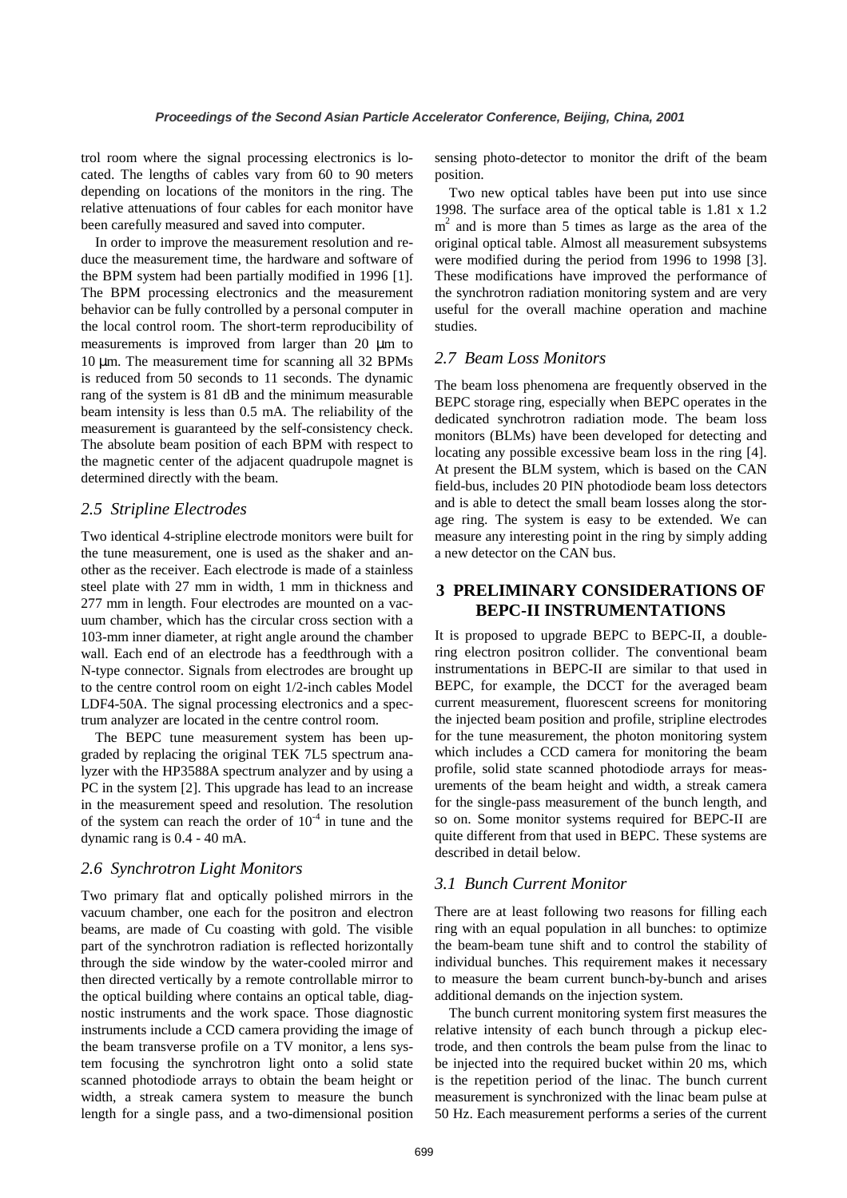trol room where the signal processing electronics is located. The lengths of cables vary from 60 to 90 meters depending on locations of the monitors in the ring. The relative attenuations of four cables for each monitor have been carefully measured and saved into computer.

In order to improve the measurement resolution and reduce the measurement time, the hardware and software of the BPM system had been partially modified in 1996 [1]. The BPM processing electronics and the measurement behavior can be fully controlled by a personal computer in the local control room. The short-term reproducibility of measurements is improved from larger than 20 μm to 10 μm. The measurement time for scanning all 32 BPMs is reduced from 50 seconds to 11 seconds. The dynamic rang of the system is 81 dB and the minimum measurable beam intensity is less than 0.5 mA. The reliability of the measurement is guaranteed by the self-consistency check. The absolute beam position of each BPM with respect to the magnetic center of the adjacent quadrupole magnet is determined directly with the beam.

### *2.5 Stripline Electrodes*

Two identical 4-stripline electrode monitors were built for the tune measurement, one is used as the shaker and another as the receiver. Each electrode is made of a stainless steel plate with 27 mm in width, 1 mm in thickness and 277 mm in length. Four electrodes are mounted on a vacuum chamber, which has the circular cross section with a 103-mm inner diameter, at right angle around the chamber wall. Each end of an electrode has a feedthrough with a N-type connector. Signals from electrodes are brought up to the centre control room on eight 1/2-inch cables Model LDF4-50A. The signal processing electronics and a spectrum analyzer are located in the centre control room.

The BEPC tune measurement system has been upgraded by replacing the original TEK 7L5 spectrum analyzer with the HP3588A spectrum analyzer and by using a PC in the system [2]. This upgrade has lead to an increase in the measurement speed and resolution. The resolution of the system can reach the order of $10^{-4}$ in tune and the dynamic rang is 0.4 - 40 mA.

### *2.6 Synchrotron Light Monitors*

Two primary flat and optically polished mirrors in the vacuum chamber, one each for the positron and electron beams, are made of Cu coasting with gold. The visible part of the synchrotron radiation is reflected horizontally through the side window by the water-cooled mirror and then directed vertically by a remote controllable mirror to the optical building where contains an optical table, diagnostic instruments and the work space. Those diagnostic instruments include a CCD camera providing the image of the beam transverse profile on a TV monitor, a lens system focusing the synchrotron light onto a solid state scanned photodiode arrays to obtain the beam height or width, a streak camera system to measure the bunch length for a single pass, and a two-dimensional position sensing photo-detector to monitor the drift of the beam position.

Two new optical tables have been put into use since 1998. The surface area of the optical table is 1.81 x 1.2 $m^2$ and is more than 5 times as large as the area of the original optical table. Almost all measurement subsystems were modified during the period from 1996 to 1998 [3]. These modifications have improved the performance of the synchrotron radiation monitoring system and are very useful for the overall machine operation and machine studies.

### *2.7 Beam Loss Monitors*

The beam loss phenomena are frequently observed in the BEPC storage ring, especially when BEPC operates in the dedicated synchrotron radiation mode. The beam loss monitors (BLMs) have been developed for detecting and locating any possible excessive beam loss in the ring [4]. At present the BLM system, which is based on the CAN field-bus, includes 20 PIN photodiode beam loss detectors and is able to detect the small beam losses along the storage ring. The system is easy to be extended. We can measure any interesting point in the ring by simply adding a new detector on the CAN bus.

## 3 PRELIMINARY CONSIDERATIONS OF BEPC-II INSTRUMENTATIONS

It is proposed to upgrade BEPC to BEPC-II, a double-ring electron positron collider. The conventional beam instrumentations in BEPC-II are similar to that used in BEPC, for example, the DCCT for the averaged beam current measurement, fluorescent screens for monitoring the injected beam position and profile, stripline electrodes for the tune measurement, the photon monitoring system which includes a CCD camera for monitoring the beam profile, solid state scanned photodiode arrays for measurements of the beam height and width, a streak camera for the single-pass measurement of the bunch length, and so on. Some monitor systems required for BEPC-II are quite different from that used in BEPC. These systems are described in detail below.

### *3.1 Bunch Current Monitor*

There are at least following two reasons for filling each ring with an equal population in all bunches: to optimize the beam-beam tune shift and to control the stability of individual bunches. This requirement makes it necessary to measure the beam current bunch-by-bunch and arises additional demands on the injection system.

The bunch current monitoring system first measures the relative intensity of each bunch through a pickup electrode, and then controls the beam pulse from the linac to be injected into the required bucket within 20 ms, which is the repetition period of the linac. The bunch current measurement is synchronized with the linac beam pulse at 50 Hz. Each measurement performs a series of the current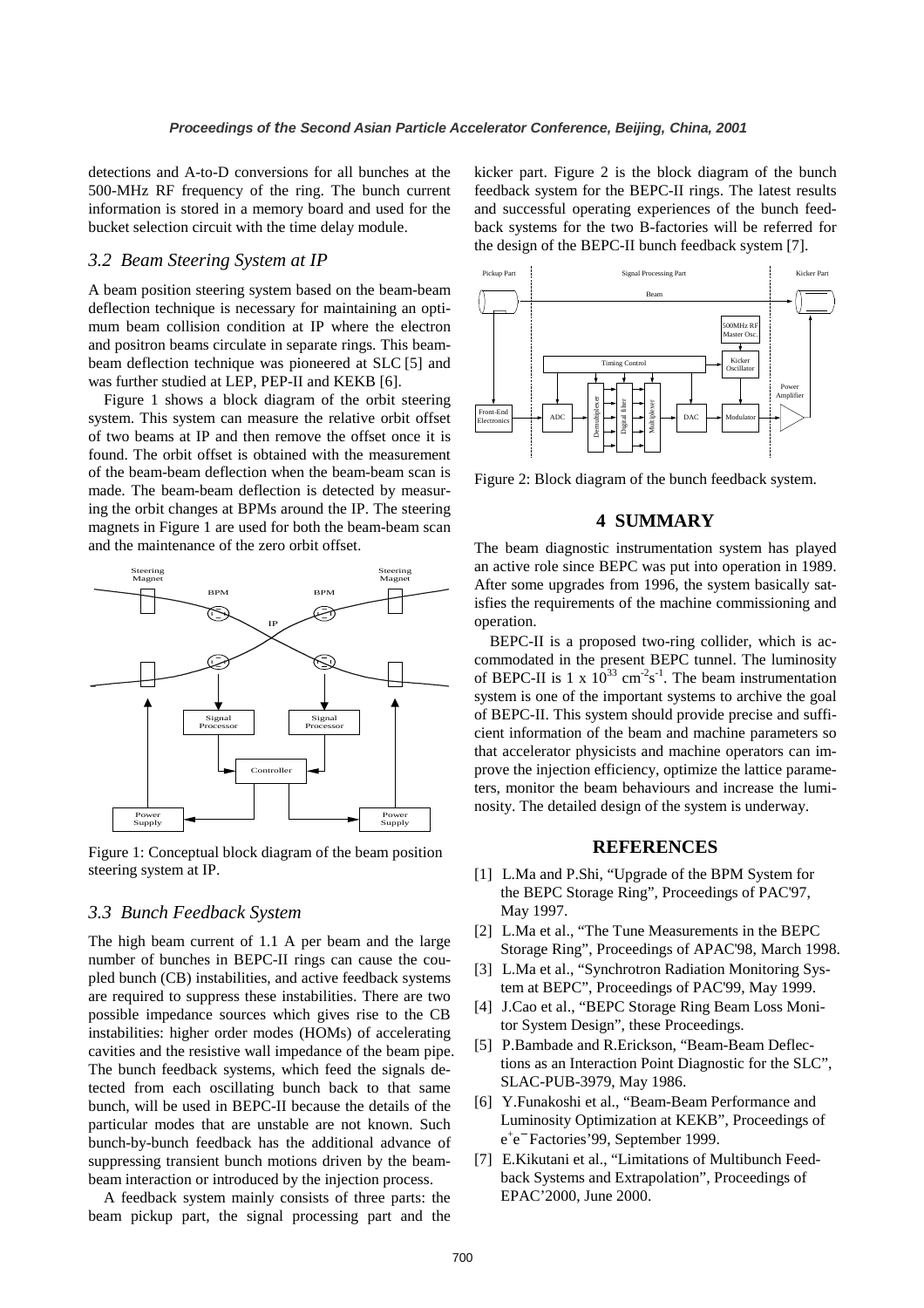detections and A-to-D conversions for all bunches at the 500-MHz RF frequency of the ring. The bunch current information is stored in a memory board and used for the bucket selection circuit with the time delay module.

### *3.2 Beam Steering System at IP*

A beam position steering system based on the beam-beam deflection technique is necessary for maintaining an optimum beam collision condition at IP where the electron and positron beams circulate in separate rings. This beam-beam deflection technique was pioneered at SLC [5] and was further studied at LEP, PEP-II and KEKB [6].

Figure 1 shows a block diagram of the orbit steering system. This system can measure the relative orbit offset of two beams at IP and then remove the offset once it is found. The orbit offset is obtained with the measurement of the beam-beam deflection when the beam-beam scan is made. The beam-beam deflection is detected by measuring the orbit changes at BPMs around the IP. The steering magnets in Figure 1 are used for both the beam-beam scan and the maintenance of the zero orbit offset.

Steering Magnet
BPM
BPM
Steering Magnet
IP
Signal Processor
Signal Processor
Controller
Power Supply
Power Supply

Figure 1: Conceptual block diagram of the beam position steering system at IP.

### *3.3 Bunch Feedback System*

The high beam current of 1.1 A per beam and the large number of bunches in BEPC-II rings can cause the coupled bunch (CB) instabilities, and active feedback systems are required to suppress these instabilities. There are two possible impedance sources which gives rise to the CB instabilities: higher order modes (HOMs) of accelerating cavities and the resistive wall impedance of the beam pipe. The bunch feedback systems, which feed the signals detected from each oscillating bunch back to that same bunch, will be used in BEPC-II because the details of the particular modes that are unstable are not known. Such bunch-by-bunch feedback has the additional advance of suppressing transient bunch motions driven by the beam-beam interaction or introduced by the injection process.

A feedback system mainly consists of three parts: the beam pickup part, the signal processing part and the kicker part. Figure 2 is the block diagram of the bunch feedback system for the BEPC-II rings. The latest results and successful operating experiences of the bunch feedback systems for the two B-factories will be referred for the design of the BEPC-II bunch feedback system [7].

Pickup Part
Signal Processing Part
Kicker Part
Beam
500MHz RF Master Osc.
Timing Control
Kicker Oscillator
Power Amplifier
Front-End Electronics
ADC
Demultiplexer
Digital filter
Multiplexer
DAC
Modulator

Figure 2: Block diagram of the bunch feedback system.

## 4 SUMMARY

The beam diagnostic instrumentation system has played an active role since BEPC was put into operation in 1989. After some upgrades from 1996, the system basically satisfies the requirements of the machine commissioning and operation.

BEPC-II is a proposed two-ring collider, which is accommodated in the present BEPC tunnel. The luminosity of BEPC-II is $1 \times 10^{33}$ $cm^{-2}s^{-1}$. The beam instrumentation system is one of the important systems to archive the goal of BEPC-II. This system should provide precise and sufficient information of the beam and machine parameters so that accelerator physicists and machine operators can improve the injection efficiency, optimize the lattice parameters, monitor the beam behaviours and increase the luminosity. The detailed design of the system is underway.

## REFERENCES

[1] L.Ma and P.Shi, "Upgrade of the BPM System for the BEPC Storage Ring", Proceedings of PAC'97, May 1997.

[2] L.Ma et al., "The Tune Measurements in the BEPC Storage Ring", Proceedings of APAC'98, March 1998.

[3] L.Ma et al., "Synchrotron Radiation Monitoring System at BEPC", Proceedings of PAC'99, May 1999.

[4] J.Cao et al., "BEPC Storage Ring Beam Loss Monitor System Design", these Proceedings.

[5] P.Bambade and R.Erickson, "Beam-Beam Deflections as an Interaction Point Diagnostic for the SLC", SLAC-PUB-3979, May 1986.

[6] Y.Funakoshi et al., "Beam-Beam Performance and Luminosity Optimization at KEKB", Proceedings of $e^+e^-$ Factories'99, September 1999.

[7] E.Kikutani et al., "Limitations of Multibunch Feedback Systems and Extrapolation", Proceedings of EPAC'2000, June 2000.